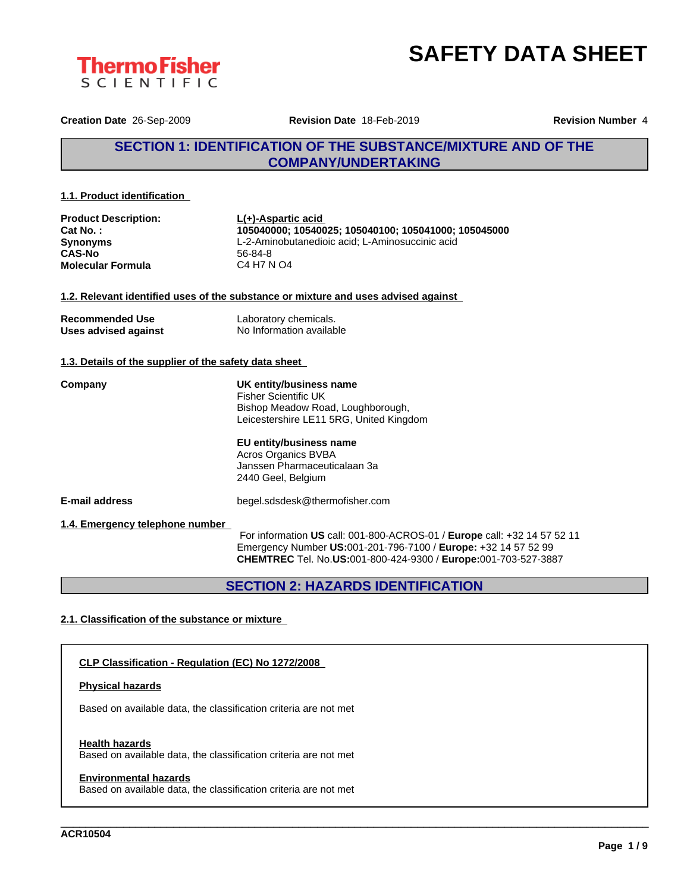# SAFETY DATA SHEET

**Creation Date** 26-Sep-2009 **Revision Date** 18-Feb-2019 **Revision Number** 4

## SECTION 1: IDENTIFICATION OF THE SUBSTANCE/MIXTURE AND OF THE COMPANY/UNDERTAKING

### 1.1. Product identification

| | |
|---|---|
| **Product Description:** | **L(+)-Aspartic acid** |
| **Cat No. :** | **105040000; 10540025; 105040100; 105041000; 105045000** |
| **Synonyms** | L-2-Aminobutanedioic acid; L-Aminosuccinic acid |
| **CAS-No** | 56-84-8 |
| **Molecular Formula** | C4 H7 N O4 |

### 1.2. Relevant identified uses of the substance or mixture and uses advised against

| | |
|---|---|
| **Recommended Use** | Laboratory chemicals. |
| **Uses advised against** | No Information available |

### 1.3. Details of the supplier of the safety data sheet

**Company**

**UK entity/business name**
Fisher Scientific UK
Bishop Meadow Road, Loughborough,
Leicestershire LE11 5RG, United Kingdom

**EU entity/business name**
Acros Organics BVBA
Janssen Pharmaceuticalaan 3a
2440 Geel, Belgium

**E-mail address** begel.sdsdesk@thermofisher.com

### 1.4. Emergency telephone number

For information **US** call: 001-800-ACROS-01 / **Europe** call: +32 14 57 52 11
Emergency Number **US:**001-201-796-7100 / **Europe:** +32 14 57 52 99
**CHEMTREC** Tel. No.**US:**001-800-424-9300 / **Europe:**001-703-527-3887

## SECTION 2: HAZARDS IDENTIFICATION

### 2.1. Classification of the substance or mixture

**CLP Classification - Regulation (EC) No 1272/2008**

**Physical hazards**

Based on available data, the classification criteria are not met

**Health hazards**

Based on available data, the classification criteria are not met

**Environmental hazards**

Based on available data, the classification criteria are not met

ACR10504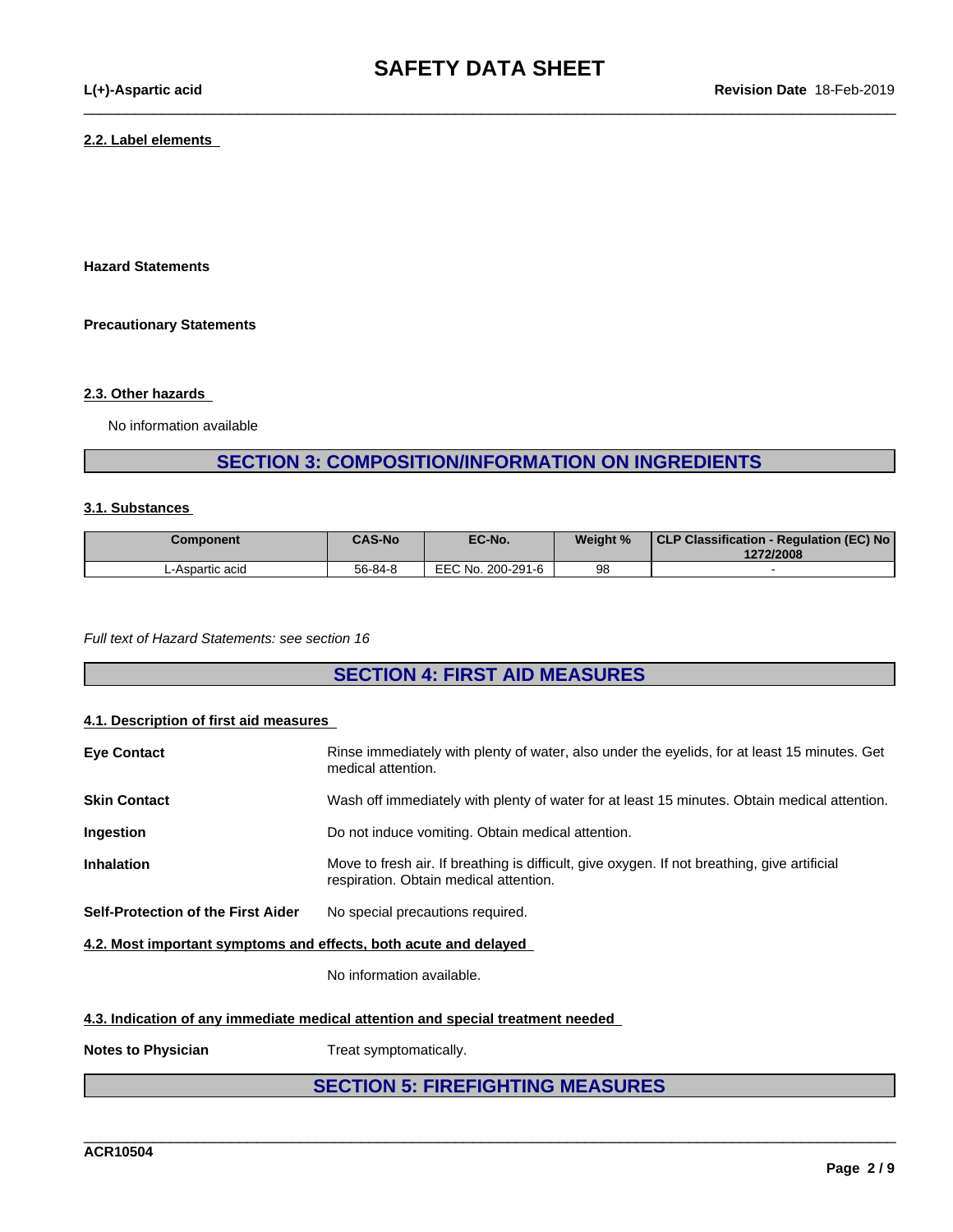#### 2.2. Label elements

**Hazard Statements**

**Precautionary Statements**

#### 2.3. Other hazards

No information available

## SECTION 3: COMPOSITION/INFORMATION ON INGREDIENTS

#### 3.1. Substances

| Component | CAS-No | EC-No. | Weight % | CLP Classification - Regulation (EC) No 1272/2008 |
|---|---|---|---|---|
| L-Aspartic acid | 56-84-8 | EEC No. 200-291-6 | 98 | - |

*Full text of Hazard Statements: see section 16*

## SECTION 4: FIRST AID MEASURES

#### 4.1. Description of first aid measures

**Eye Contact** Rinse immediately with plenty of water, also under the eyelids, for at least 15 minutes. Get medical attention.

**Skin Contact** Wash off immediately with plenty of water for at least 15 minutes. Obtain medical attention.

**Ingestion** Do not induce vomiting. Obtain medical attention.

**Inhalation** Move to fresh air. If breathing is difficult, give oxygen. If not breathing, give artificial respiration. Obtain medical attention.

**Self-Protection of the First Aider** No special precautions required.

#### 4.2. Most important symptoms and effects, both acute and delayed

No information available.

#### 4.3. Indication of any immediate medical attention and special treatment needed

**Notes to Physician** Treat symptomatically.

## SECTION 5: FIREFIGHTING MEASURES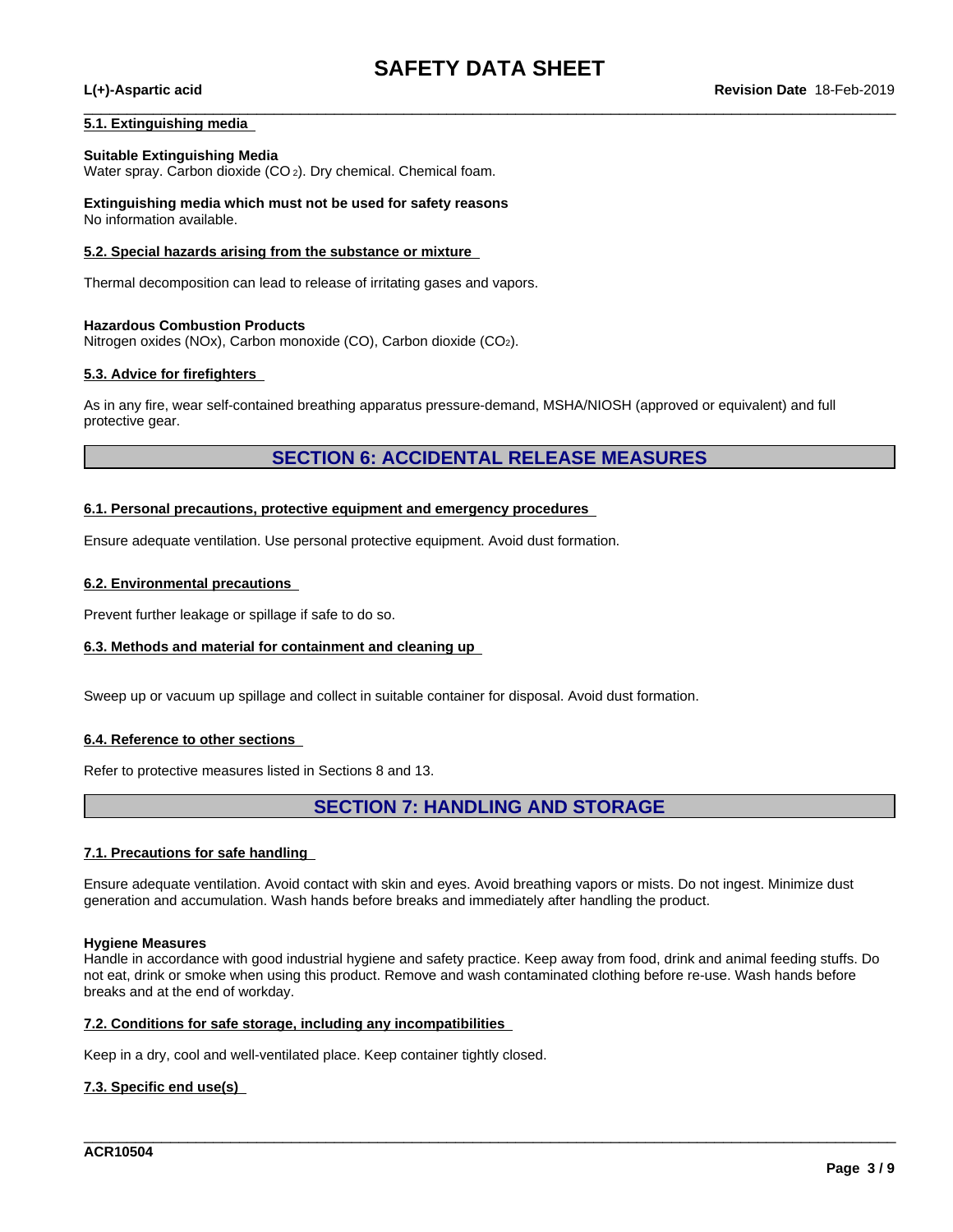### 5.1. Extinguishing media

**Suitable Extinguishing Media**
Water spray. Carbon dioxide ($CO_2$). Dry chemical. Chemical foam.

**Extinguishing media which must not be used for safety reasons**
No information available.

### 5.2. Special hazards arising from the substance or mixture

Thermal decomposition can lead to release of irritating gases and vapors.

**Hazardous Combustion Products**
Nitrogen oxides (NOx), Carbon monoxide (CO), Carbon dioxide ($CO_2$).

### 5.3. Advice for firefighters

As in any fire, wear self-contained breathing apparatus pressure-demand, MSHA/NIOSH (approved or equivalent) and full protective gear.

## SECTION 6: ACCIDENTAL RELEASE MEASURES

### 6.1. Personal precautions, protective equipment and emergency procedures

Ensure adequate ventilation. Use personal protective equipment. Avoid dust formation.

### 6.2. Environmental precautions

Prevent further leakage or spillage if safe to do so.

### 6.3. Methods and material for containment and cleaning up

Sweep up or vacuum up spillage and collect in suitable container for disposal. Avoid dust formation.

### 6.4. Reference to other sections

Refer to protective measures listed in Sections 8 and 13.

## SECTION 7: HANDLING AND STORAGE

### 7.1. Precautions for safe handling

Ensure adequate ventilation. Avoid contact with skin and eyes. Avoid breathing vapors or mists. Do not ingest. Minimize dust generation and accumulation. Wash hands before breaks and immediately after handling the product.

**Hygiene Measures**
Handle in accordance with good industrial hygiene and safety practice. Keep away from food, drink and animal feeding stuffs. Do not eat, drink or smoke when using this product. Remove and wash contaminated clothing before re-use. Wash hands before breaks and at the end of workday.

### 7.2. Conditions for safe storage, including any incompatibilities

Keep in a dry, cool and well-ventilated place. Keep container tightly closed.

### 7.3. Specific end use(s)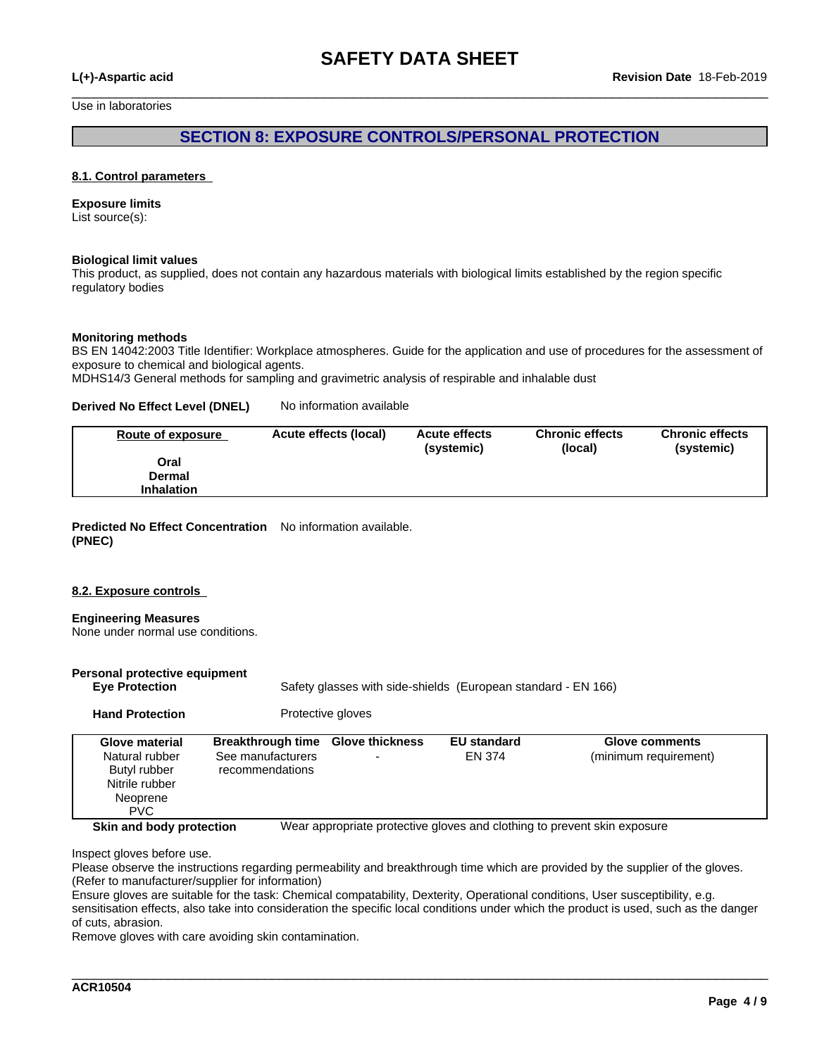Use in laboratories

## SECTION 8: EXPOSURE CONTROLS/PERSONAL PROTECTION

### 8.1. Control parameters

**Exposure limits**
List source(s):

**Biological limit values**
This product, as supplied, does not contain any hazardous materials with biological limits established by the region specific regulatory bodies

**Monitoring methods**
BS EN 14042:2003 Title Identifier: Workplace atmospheres. Guide for the application and use of procedures for the assessment of exposure to chemical and biological agents.
MDHS14/3 General methods for sampling and gravimetric analysis of respirable and inhalable dust

**Derived No Effect Level (DNEL)** No information available

| Route of exposure | Acute effects (local) | Acute effects (systemic) | Chronic effects (local) | Chronic effects (systemic) |
|---|---|---|---|---|
| **Oral** | | | | |
| **Dermal** | | | | |
| **Inhalation** | | | | |

**Predicted No Effect Concentration (PNEC)** No information available.

### 8.2. Exposure controls

**Engineering Measures**
None under normal use conditions.

**Personal protective equipment**

**Eye Protection** Safety glasses with side-shields (European standard - EN 166)

**Hand Protection** Protective gloves

| Glove material | Breakthrough time | Glove thickness | EU standard | Glove comments |
|---|---|---|---|---|
| Natural rubber<br>Butyl rubber<br>Nitrile rubber<br>Neoprene<br>PVC | See manufacturers recommendations | - | EN 374 | (minimum requirement) |

**Skin and body protection** Wear appropriate protective gloves and clothing to prevent skin exposure

Inspect gloves before use.
Please observe the instructions regarding permeability and breakthrough time which are provided by the supplier of the gloves. (Refer to manufacturer/supplier for information)
Ensure gloves are suitable for the task: Chemical compatability, Dexterity, Operational conditions, User susceptibility, e.g. sensitisation effects, also take into consideration the specific local conditions under which the product is used, such as the danger of cuts, abrasion.
Remove gloves with care avoiding skin contamination.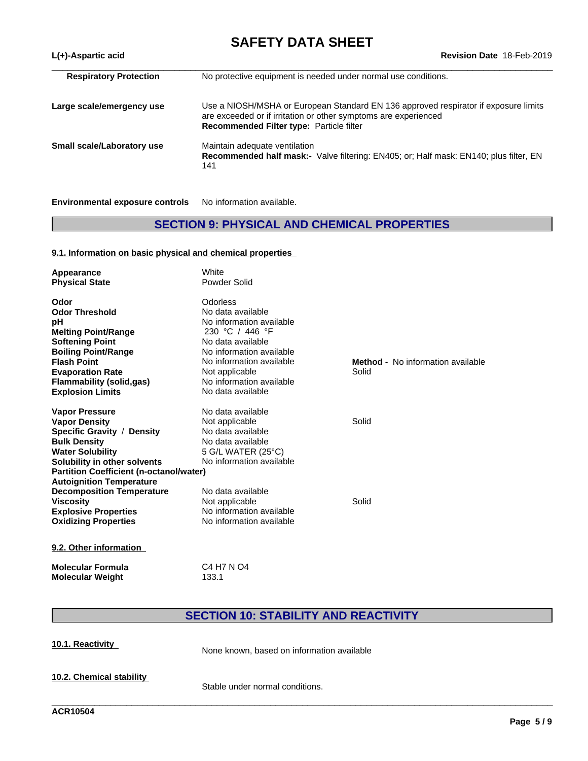| | |
|---|---|
| **Respiratory Protection** | No protective equipment is needed under normal use conditions. |
| **Large scale/emergency use** | Use a NIOSH/MSHA or European Standard EN 136 approved respirator if exposure limits are exceeded or if irritation or other symptoms are experienced<br>**Recommended Filter type:** Particle filter |
| **Small scale/Laboratory use** | Maintain adequate ventilation<br>**Recommended half mask:-** Valve filtering: EN405; or; Half mask: EN140; plus filter, EN 141 |

**Environmental exposure controls** No information available.

## SECTION 9: PHYSICAL AND CHEMICAL PROPERTIES

### 9.1. Information on basic physical and chemical properties

| | | |
|---|---|---|
| **Appearance** | White | |
| **Physical State** | Powder Solid | |
| **Odor** | Odorless | |
| **Odor Threshold** | No data available | |
| **pH** | No information available | |
| **Melting Point/Range** | 230 °C / 446 °F | |
| **Softening Point** | No data available | |
| **Boiling Point/Range** | No information available | |
| **Flash Point** | No information available | **Method -** No information available |
| **Evaporation Rate** | Not applicable | Solid |
| **Flammability (solid,gas)** | No information available | |
| **Explosion Limits** | No data available | |
| **Vapor Pressure** | No data available | |
| **Vapor Density** | Not applicable | Solid |
| **Specific Gravity / Density** | No data available | |
| **Bulk Density** | No data available | |
| **Water Solubility** | 5 G/L WATER (25°C) | |
| **Solubility in other solvents** | No information available | |
| **Partition Coefficient (n-octanol/water)** | | |
| **Autoignition Temperature** | | |
| **Decomposition Temperature** | No data available | |
| **Viscosity** | Not applicable | Solid |
| **Explosive Properties** | No information available | |
| **Oxidizing Properties** | No information available | |

### 9.2. Other information

| | |
|---|---|
| **Molecular Formula** | C4 H7 N O4 |
| **Molecular Weight** | 133.1 |

## SECTION 10: STABILITY AND REACTIVITY

### 10.1. Reactivity

None known, based on information available

### 10.2. Chemical stability

Stable under normal conditions.

ACR10504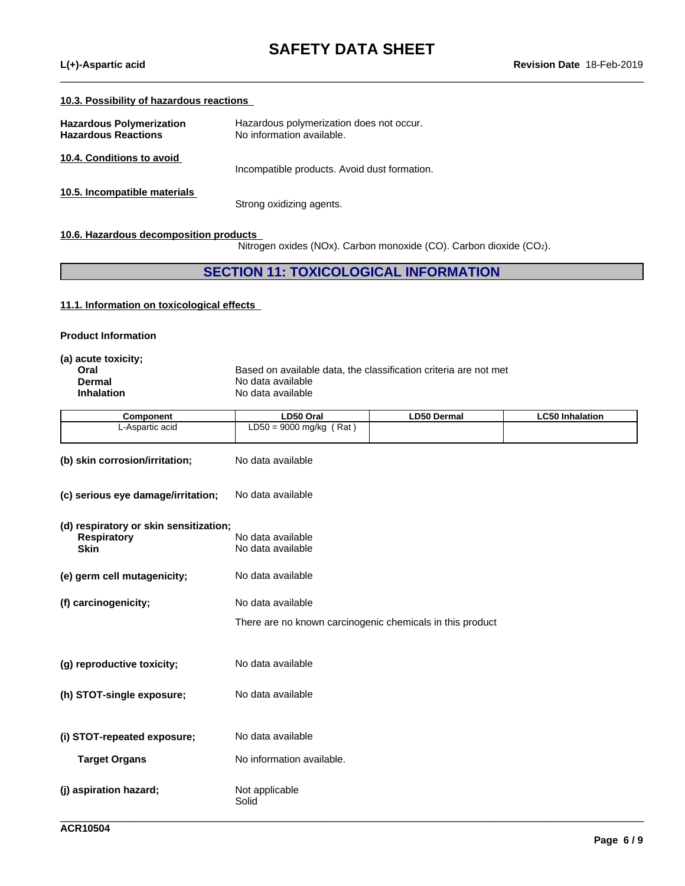#### 10.3. Possibility of hazardous reactions

**Hazardous Polymerization** Hazardous polymerization does not occur.
**Hazardous Reactions** No information available.

#### 10.4. Conditions to avoid

Incompatible products. Avoid dust formation.

#### 10.5. Incompatible materials

Strong oxidizing agents.

#### 10.6. Hazardous decomposition products

Nitrogen oxides (NOx). Carbon monoxide (CO). Carbon dioxide ($CO_2$).

## SECTION 11: TOXICOLOGICAL INFORMATION

#### 11.1. Information on toxicological effects

**Product Information**

**(a) acute toxicity;**

**Oral** Based on available data, the classification criteria are not met
**Dermal** No data available
**Inhalation** No data available

| Component | LD50 Oral | LD50 Dermal | LC50 Inhalation |
|---|---|---|---|
| L-Aspartic acid | LD50 = 9000 mg/kg ( Rat ) | | |

**(b) skin corrosion/irritation;** No data available

**(c) serious eye damage/irritation;** No data available

**(d) respiratory or skin sensitization;**
**Respiratory** No data available
**Skin** No data available

**(e) germ cell mutagenicity;** No data available

**(f) carcinogenicity;** No data available

There are no known carcinogenic chemicals in this product

**(g) reproductive toxicity;** No data available

**(h) STOT-single exposure;** No data available

**(i) STOT-repeated exposure;** No data available

**Target Organs** No information available.

**(j) aspiration hazard;** Not applicable
Solid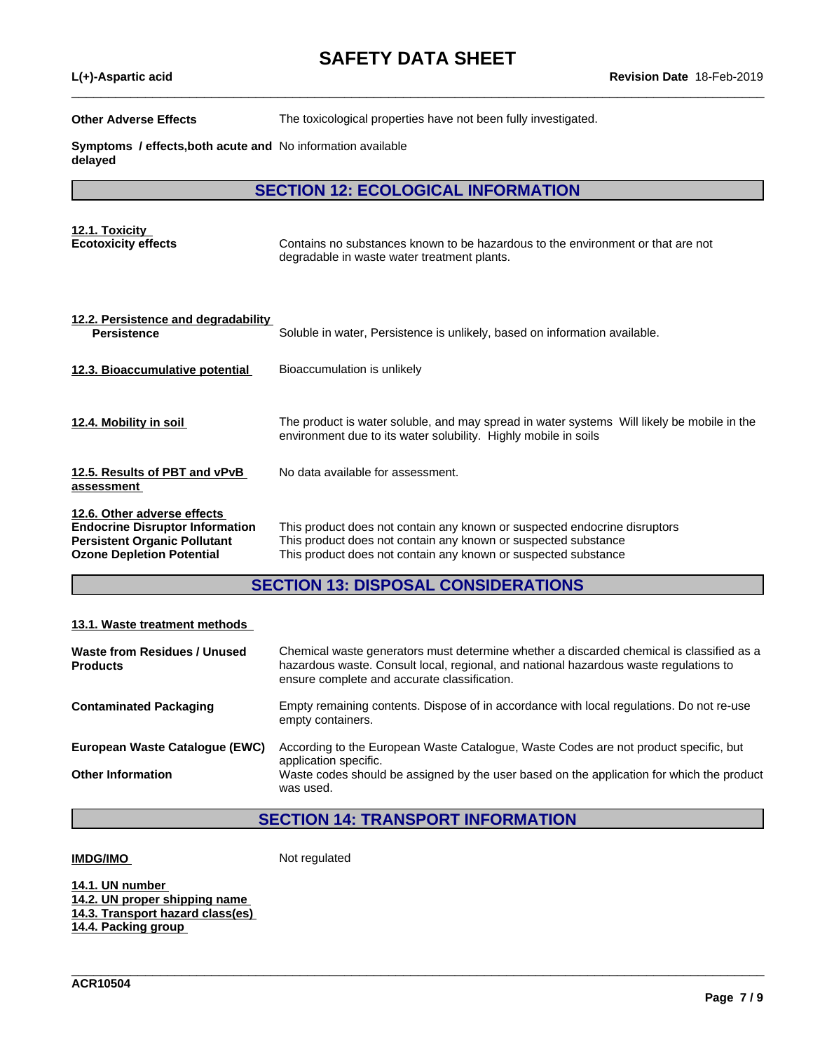**Other Adverse Effects** The toxicological properties have not been fully investigated.

**Symptoms / effects,both acute and delayed** No information available

## SECTION 12: ECOLOGICAL INFORMATION

**12.1. Toxicity**

**Ecotoxicity effects** Contains no substances known to be hazardous to the environment or that are not degradable in waste water treatment plants.

**12.2. Persistence and degradability**

**Persistence** Soluble in water, Persistence is unlikely, based on information available.

**12.3. Bioaccumulative potential** Bioaccumulation is unlikely

**12.4. Mobility in soil** The product is water soluble, and may spread in water systems Will likely be mobile in the environment due to its water solubility. Highly mobile in soils

**12.5. Results of PBT and vPvB assessment** No data available for assessment.

**12.6. Other adverse effects**

**Endocrine Disruptor Information** This product does not contain any known or suspected endocrine disruptors

**Persistent Organic Pollutant** This product does not contain any known or suspected substance

**Ozone Depletion Potential** This product does not contain any known or suspected substance

## SECTION 13: DISPOSAL CONSIDERATIONS

**13.1. Waste treatment methods**

**Waste from Residues / Unused Products** Chemical waste generators must determine whether a discarded chemical is classified as a hazardous waste. Consult local, regional, and national hazardous waste regulations to ensure complete and accurate classification.

**Contaminated Packaging** Empty remaining contents. Dispose of in accordance with local regulations. Do not re-use empty containers.

**European Waste Catalogue (EWC)** According to the European Waste Catalogue, Waste Codes are not product specific, but application specific.

**Other Information** Waste codes should be assigned by the user based on the application for which the product was used.

## SECTION 14: TRANSPORT INFORMATION

**IMDG/IMO** Not regulated

**14.1. UN number**
**14.2. UN proper shipping name**
**14.3. Transport hazard class(es)**
**14.4. Packing group**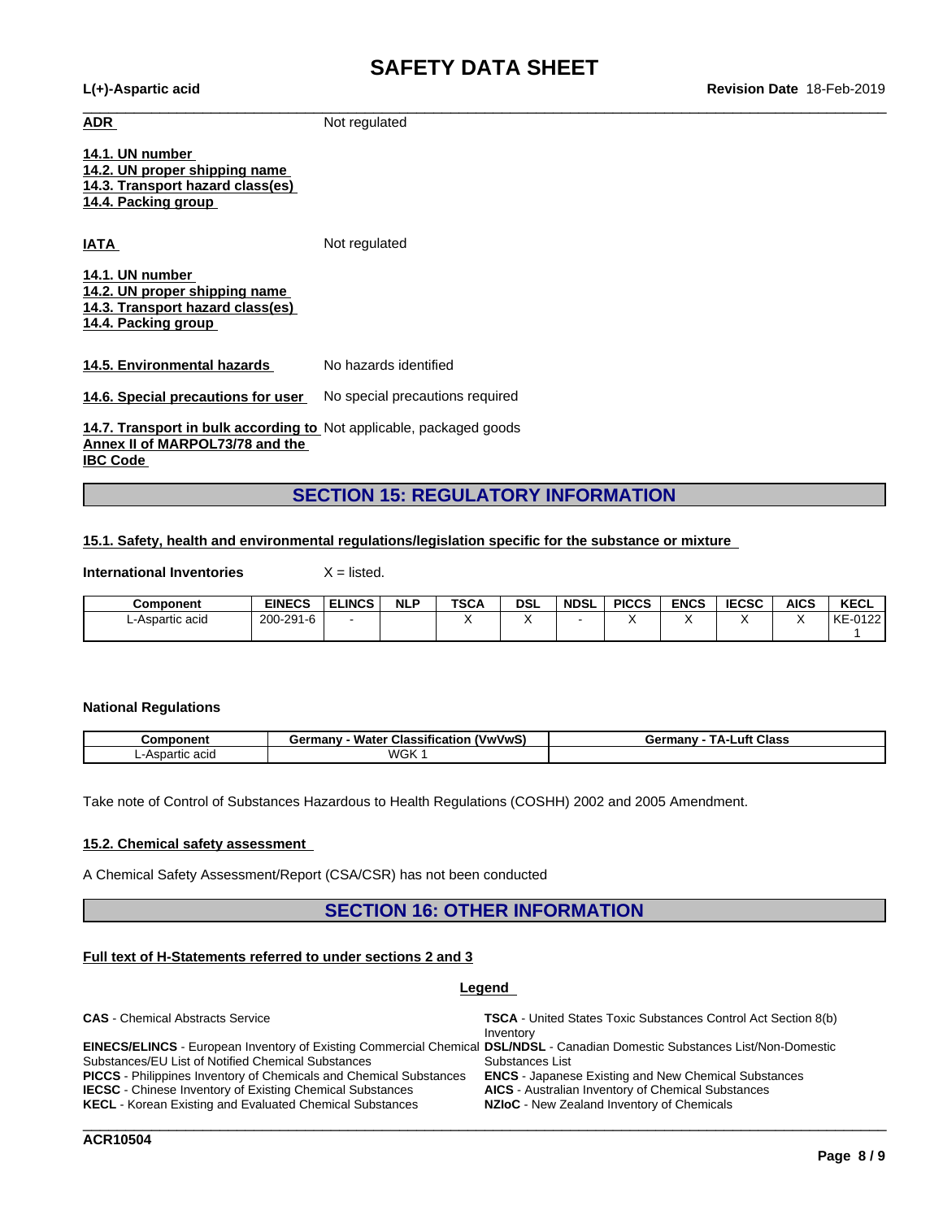**ADR** Not regulated

**14.1. UN number**
**14.2. UN proper shipping name**
**14.3. Transport hazard class(es)**
**14.4. Packing group**

**IATA** Not regulated

**14.1. UN number**
**14.2. UN proper shipping name**
**14.3. Transport hazard class(es)**
**14.4. Packing group**

**14.5. Environmental hazards** No hazards identified

**14.6. Special precautions for user** No special precautions required

**14.7. Transport in bulk according to Annex II of MARPOL73/78 and the IBC Code** Not applicable, packaged goods

## SECTION 15: REGULATORY INFORMATION

### 15.1. Safety, health and environmental regulations/legislation specific for the substance or mixture

**International Inventories** X = listed.

| Component | EINECS | ELINCS | NLP | TSCA | DSL | NDSL | PICCS | ENCS | IECSC | AICS | KECL |
|---|---|---|---|---|---|---|---|---|---|---|---|
| L-Aspartic acid | 200-291-6 | - | | X | X | - | X | X | X | X | KE-01221 |

**National Regulations**

| Component | Germany - Water Classification (VwVwS) | Germany - TA-Luft Class |
|---|---|---|
| L-Aspartic acid | WGK 1 | |

Take note of Control of Substances Hazardous to Health Regulations (COSHH) 2002 and 2005 Amendment.

### 15.2. Chemical safety assessment

A Chemical Safety Assessment/Report (CSA/CSR) has not been conducted

## SECTION 16: OTHER INFORMATION

### Full text of H-Statements referred to under sections 2 and 3

**Legend**

**CAS** - Chemical Abstracts Service
**EINECS/ELINCS** - European Inventory of Existing Commercial Chemical Substances/EU List of Notified Chemical Substances
**PICCS** - Philippines Inventory of Chemicals and Chemical Substances
**IECSC** - Chinese Inventory of Existing Chemical Substances
**KECL** - Korean Existing and Evaluated Chemical Substances
**TSCA** - United States Toxic Substances Control Act Section 8(b) Inventory
**DSL/NDSL** - Canadian Domestic Substances List/Non-Domestic Substances List
**ENCS** - Japanese Existing and New Chemical Substances
**AICS** - Australian Inventory of Chemical Substances
**NZIoC** - New Zealand Inventory of Chemicals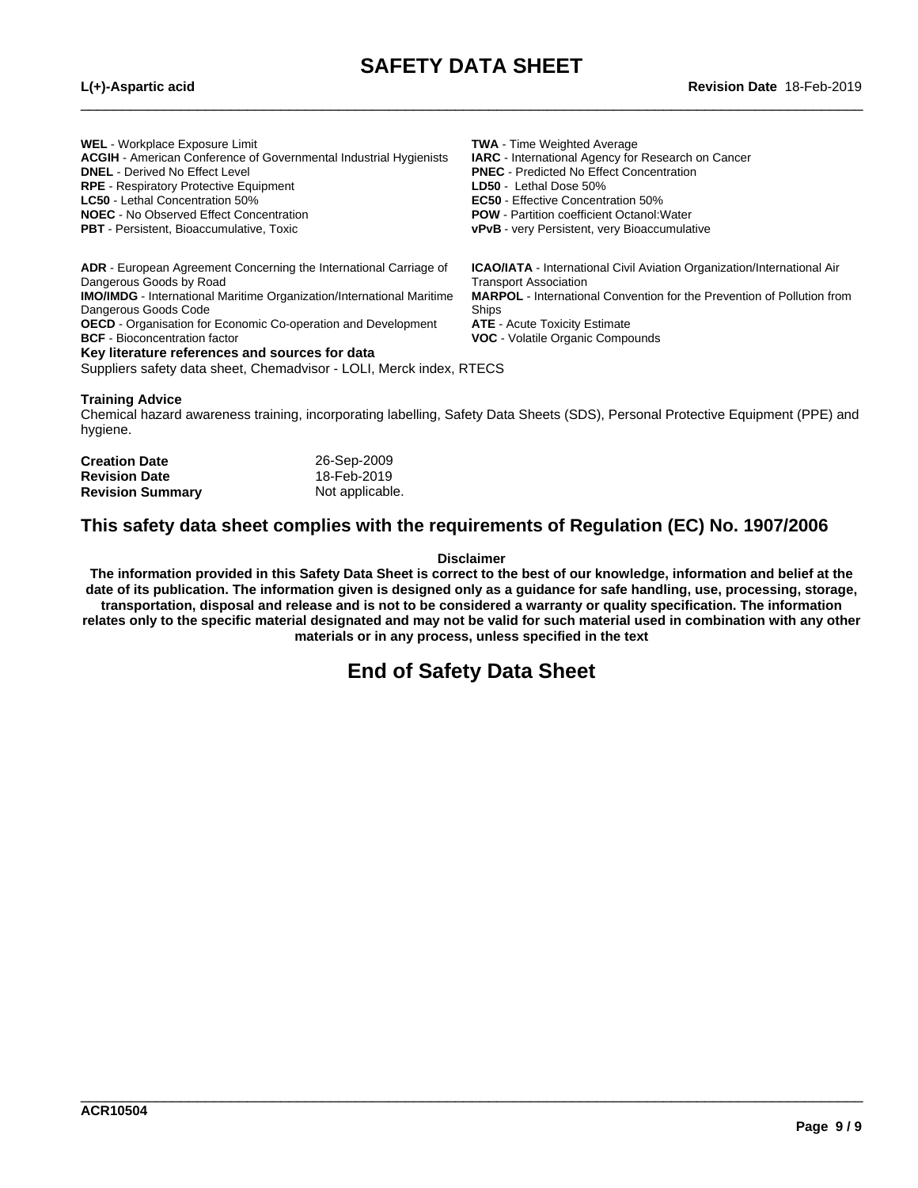**WEL** - Workplace Exposure Limit
**ACGIH** - American Conference of Governmental Industrial Hygienists
**DNEL** - Derived No Effect Level
**RPE** - Respiratory Protective Equipment
**LC50** - Lethal Concentration 50%
**NOEC** - No Observed Effect Concentration
**PBT** - Persistent, Bioaccumulative, Toxic

**TWA** - Time Weighted Average
**IARC** - International Agency for Research on Cancer
**PNEC** - Predicted No Effect Concentration
**LD50** - Lethal Dose 50%
**EC50** - Effective Concentration 50%
**POW** - Partition coefficient Octanol:Water
**vPvB** - very Persistent, very Bioaccumulative

**ADR** - European Agreement Concerning the International Carriage of Dangerous Goods by Road
**IMO/IMDG** - International Maritime Organization/International Maritime Dangerous Goods Code
**OECD** - Organisation for Economic Co-operation and Development
**BCF** - Bioconcentration factor

**ICAO/IATA** - International Civil Aviation Organization/International Air Transport Association
**MARPOL** - International Convention for the Prevention of Pollution from Ships
**ATE** - Acute Toxicity Estimate
**VOC** - Volatile Organic Compounds

**Key literature references and sources for data**

Suppliers safety data sheet, Chemadvisor - LOLI, Merck index, RTECS

**Training Advice**

Chemical hazard awareness training, incorporating labelling, Safety Data Sheets (SDS), Personal Protective Equipment (PPE) and hygiene.

| | |
|---|---|
| **Creation Date** | 26-Sep-2009 |
| **Revision Date** | 18-Feb-2019 |
| **Revision Summary** | Not applicable. |

## This safety data sheet complies with the requirements of Regulation (EC) No. 1907/2006

**Disclaimer**

**The information provided in this Safety Data Sheet is correct to the best of our knowledge, information and belief at the date of its publication. The information given is designed only as a guidance for safe handling, use, processing, storage, transportation, disposal and release and is not to be considered a warranty or quality specification. The information relates only to the specific material designated and may not be valid for such material used in combination with any other materials or in any process, unless specified in the text**

# End of Safety Data Sheet